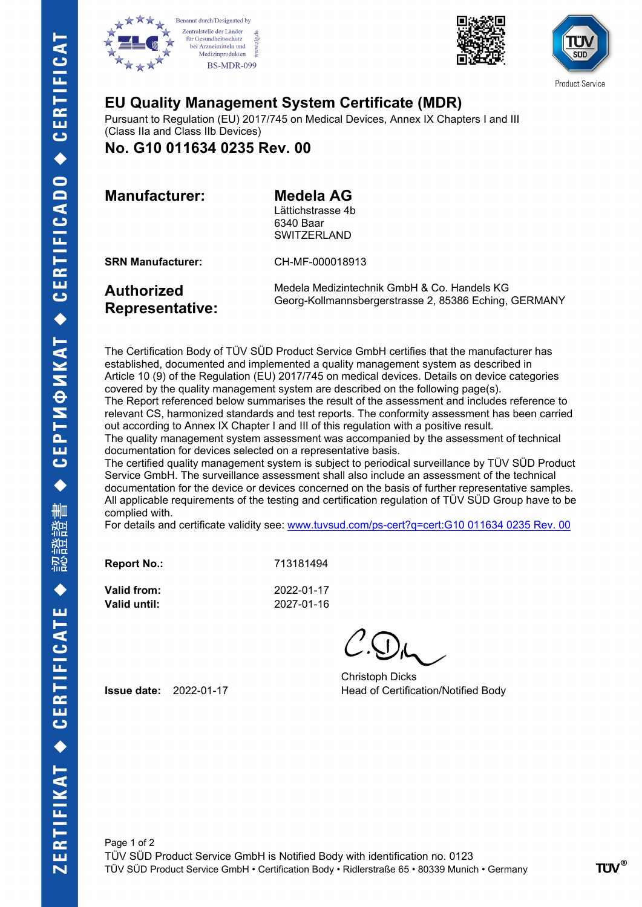Benannt durch/Designated by
Zentralstelle der Länder für Gesundheitsschutz bei Arzneimitteln und Medizinprodukten
BS-MDR-099

Product Service

# EU Quality Management System Certificate (MDR)

Pursuant to Regulation (EU) 2017/745 on Medical Devices, Annex IX Chapters I and III (Class IIa and Class IIb Devices)

## No. G10 011634 0235 Rev. 00

**Manufacturer:** **Medela AG**
Lättichstrasse 4b
6340 Baar
SWITZERLAND

**SRN Manufacturer:** CH-MF-000018913

**Authorized Representative:** Medela Medizintechnik GmbH & Co. Handels KG
Georg-Kollmannsbergerstrasse 2, 85386 Eching, GERMANY

The Certification Body of TÜV SÜD Product Service GmbH certifies that the manufacturer has established, documented and implemented a quality management system as described in Article 10 (9) of the Regulation (EU) 2017/745 on medical devices. Details on device categories covered by the quality management system are described on the following page(s).
The Report referenced below summarises the result of the assessment and includes reference to relevant CS, harmonized standards and test reports. The conformity assessment has been carried out according to Annex IX Chapter I and III of this regulation with a positive result.
The quality management system assessment was accompanied by the assessment of technical documentation for devices selected on a representative basis.
The certified quality management system is subject to periodical surveillance by TÜV SÜD Product Service GmbH. The surveillance assessment shall also include an assessment of the technical documentation for the device or devices concerned on the basis of further representative samples.
All applicable requirements of the testing and certification regulation of TÜV SÜD Group have to be complied with.
For details and certificate validity see: www.tuvsud.com/ps-cert?q=cert:G10 011634 0235 Rev. 00

**Report No.:** 713181494

**Valid from:** 2022-01-17
**Valid until:** 2027-01-16

**Issue date:** 2022-01-17

Christoph Dicks
Head of Certification/Notified Body

TÜV SÜD Product Service GmbH is Notified Body with identification no. 0123
TÜV SÜD Product Service GmbH • Certification Body • Ridlerstraße 65 • 80339 Munich • Germany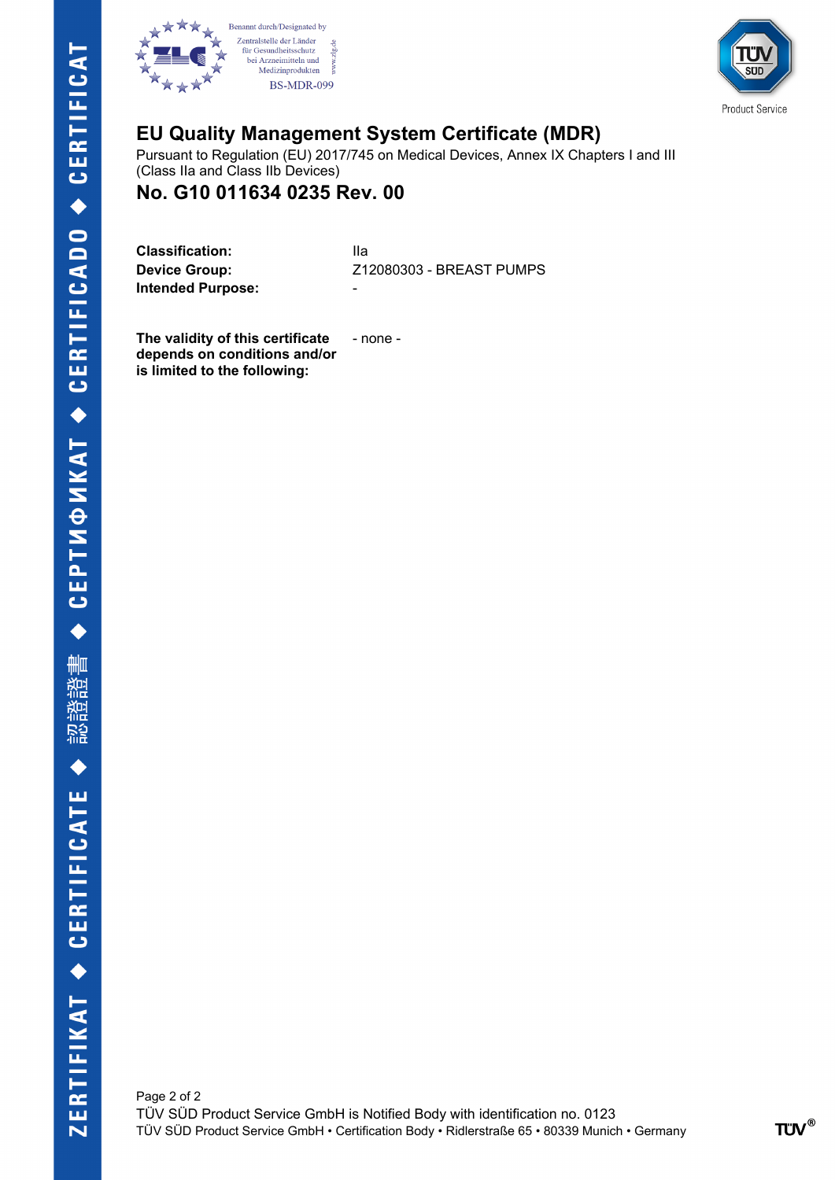Benannt durch/Designated by
Zentralstelle der Länder für Gesundheitsschutz bei Arzneimitteln und Medizinprodukten
www.zlg.de
BS-MDR-099

Product Service

# EU Quality Management System Certificate (MDR)

Pursuant to Regulation (EU) 2017/745 on Medical Devices, Annex IX Chapters I and III (Class IIa and Class IIb Devices)

## No. G10 011634 0235 Rev. 00

| | |
|---|---|
| **Classification:** | IIa |
| **Device Group:** | Z12080303 - BREAST PUMPS |
| **Intended Purpose:** | - |

| | |
|---|---|
| **The validity of this certificate depends on conditions and/or is limited to the following:** | - none - |

TÜV SÜD Product Service GmbH is Notified Body with identification no. 0123

TÜV SÜD Product Service GmbH • Certification Body • Ridlerstraße 65 • 80339 Munich • Germany